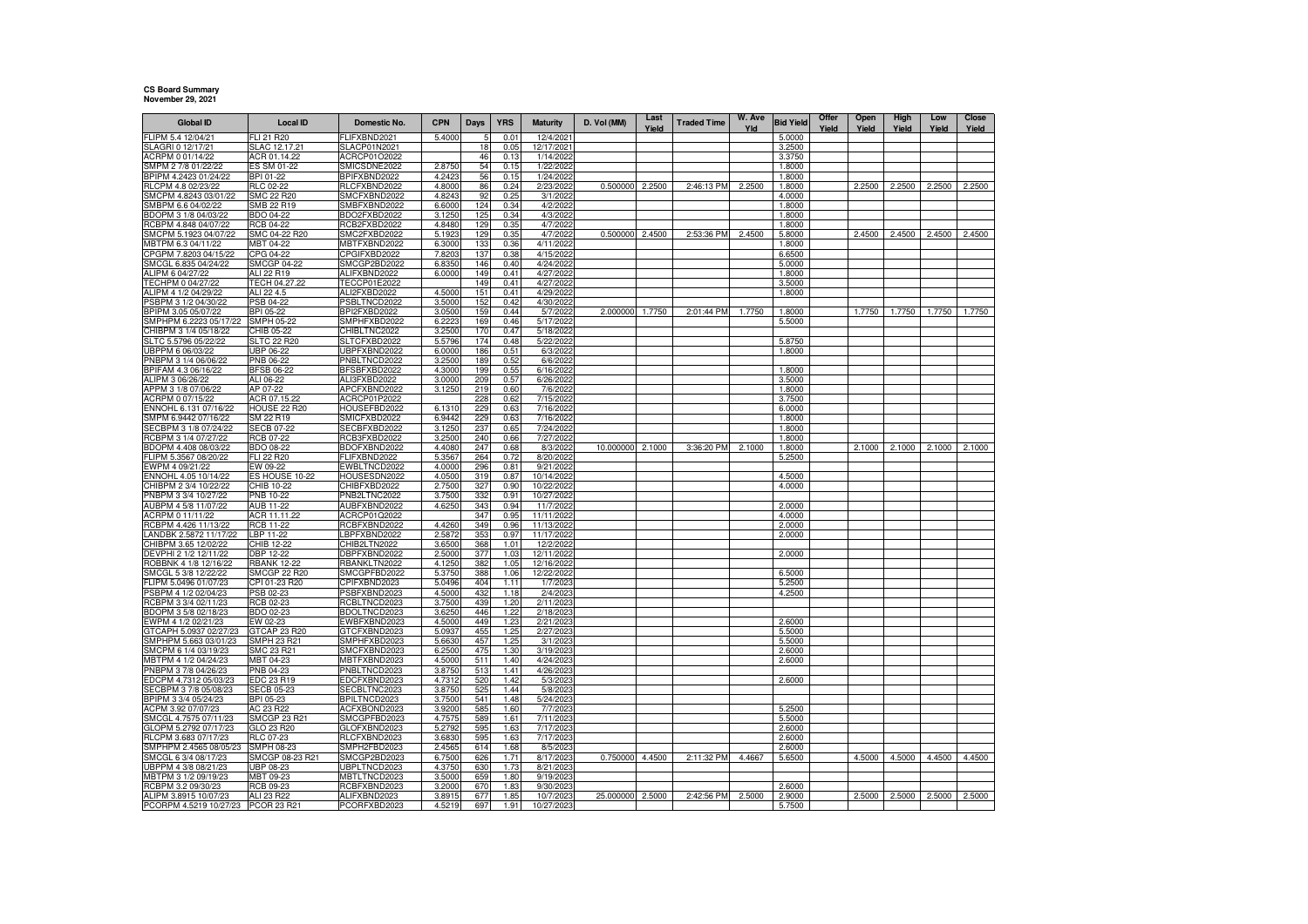**CS Board Summary**
**November 29, 2021**

| Global ID | Local ID | Domestic No. | CPN | Days | YRS | Maturity | D. Vol (MM) | Last Yield | Traded Time | W. Ave Yld | Bid Yield | Offer Yield | Open Yield | High Yield | Low Yield | Close Yield |
|---|---|---|---|---|---|---|---|---|---|---|---|---|---|---|---|---|
| FLIPM 5.4 12/04/21 | FLI 21 R20 | FLIFXBND2021 | 5.4000 | 5 | 0.01 | 12/4/2021 | | | | | 5.0000 | | | | | |
| SLAGRI 0 12/17/21 | SLAC 12.17.21 | SLACP01N2021 | | 18 | 0.05 | 12/17/2021 | | | | | 3.2500 | | | | | |
| ACRPM 0 01/14/22 | ACR 01.14.22 | ACRCP01O2022 | | 46 | 0.13 | 1/14/2022 | | | | | 3.3750 | | | | | |
| SMPM 2 7/8 01/22/22 | ES SM 01-22 | SMICSDNE2022 | 2.8750 | 54 | 0.15 | 1/22/2022 | | | | | 1.8000 | | | | | |
| BPIPM 4.2423 01/24/22 | BPI 01-22 | BPIFXBND2022 | 4.2423 | 56 | 0.15 | 1/24/2022 | | | | | 1.8000 | | | | | |
| RLCPM 4.8 02/23/22 | RLC 02-22 | RLCFXBND2022 | 4.8000 | 86 | 0.24 | 2/23/2022 | 0.500000 | 2.2500 | 2:46:13 PM | 2.2500 | 1.8000 | | 2.2500 | 2.2500 | 2.2500 | 2.2500 |
| SMCPM 4.8243 03/01/22 | SMC 22 R20 | SMCFXBND2022 | 4.8243 | 92 | 0.25 | 3/1/2022 | | | | | 4.0000 | | | | | |
| SMBPM 6.6 04/02/22 | SMB 22 R19 | SMBFXBND2022 | 6.6000 | 124 | 0.34 | 4/2/2022 | | | | | 1.8000 | | | | | |
| BDOPM 3 1/8 04/03/22 | BDO 04-22 | BDO2FXBD2022 | 3.1250 | 125 | 0.34 | 4/3/2022 | | | | | 1.8000 | | | | | |
| RCBPM 4.848 04/07/22 | RCB 04-22 | RCB2FXBD2022 | 4.8480 | 129 | 0.35 | 4/7/2022 | | | | | 1.8000 | | | | | |
| SMCPM 5.1923 04/07/22 | SMC 04-22 R20 | SMC2FXBD2022 | 5.1923 | 129 | 0.35 | 4/7/2022 | 0.500000 | 2.4500 | 2:53:36 PM | 2.4500 | 5.8000 | | 2.4500 | 2.4500 | 2.4500 | 2.4500 |
| MBTPM 6.3 04/11/22 | MBT 04-22 | MBTFXBND2022 | 6.3000 | 133 | 0.36 | 4/11/2022 | | | | | 1.8000 | | | | | |
| CPGPM 7.8203 04/15/22 | CPG 04-22 | CPGIFXBD2022 | 7.8203 | 137 | 0.38 | 4/15/2022 | | | | | 6.6500 | | | | | |
| SMCGL 6.835 04/24/22 | SMCGP 04-22 | SMCGP2BD2022 | 6.8350 | 146 | 0.40 | 4/24/2022 | | | | | 5.0000 | | | | | |
| ALIPM 6 04/27/22 | ALI 22 R19 | ALIFXBND2022 | 6.0000 | 149 | 0.41 | 4/27/2022 | | | | | 1.8000 | | | | | |
| TECHPM 0 04/27/22 | TECH 04.27.22 | TECCP01E2022 | | 149 | 0.41 | 4/27/2022 | | | | | 3.5000 | | | | | |
| ALIPM 4 1/2 04/29/22 | ALI 22 4.5 | ALI2FXBD2022 | 4.5000 | 151 | 0.41 | 4/29/2022 | | | | | 1.8000 | | | | | |
| PSBPM 3 1/2 04/30/22 | PSB 04-22 | PSBLTNCD2022 | 3.5000 | 152 | 0.42 | 4/30/2022 | | | | | | | | | | |
| BPIPM 3.05 05/07/22 | BPI 05-22 | BPI2FXBD2022 | 3.0500 | 159 | 0.44 | 5/7/2022 | 2.000000 | 1.7750 | 2:01:44 PM | 1.7750 | 1.8000 | | 1.7750 | 1.7750 | 1.7750 | 1.7750 |
| SMPHPM 6.2223 05/17/22 | SMPH 05-22 | SMPHFXBD2022 | 6.2223 | 169 | 0.46 | 5/17/2022 | | | | | 5.5000 | | | | | |
| CHIBPM 3 1/4 05/18/22 | CHIB 05-22 | CHIBLTNC2022 | 3.2500 | 170 | 0.47 | 5/18/2022 | | | | | | | | | | |
| SLTC 5.5796 05/22/22 | SLTC 22 R20 | SLTCFXBD2022 | 5.5796 | 174 | 0.48 | 5/22/2022 | | | | | 5.8750 | | | | | |
| UBPPM 6 06/03/22 | UBP 06-22 | UBPFXBND2022 | 6.0000 | 186 | 0.51 | 6/3/2022 | | | | | 1.8000 | | | | | |
| PNBPM 3 1/4 06/06/22 | PNB 06-22 | PNBLTNCD2022 | 3.2500 | 189 | 0.52 | 6/6/2022 | | | | | | | | | | |
| BPIFAM 4.3 06/16/22 | BFSB 06-22 | BFSBFXBD2022 | 4.3000 | 199 | 0.55 | 6/16/2022 | | | | | 1.8000 | | | | | |
| ALIPM 3 06/26/22 | ALI 06-22 | ALI3FXBD2022 | 3.0000 | 209 | 0.57 | 6/26/2022 | | | | | 3.5000 | | | | | |
| APPM 3 1/8 07/06/22 | AP 07-22 | APCFXBND2022 | 3.1250 | 219 | 0.60 | 7/6/2022 | | | | | 1.8000 | | | | | |
| ACRPM 0 07/15/22 | ACR 07.15.22 | ACRCP01P2022 | | 228 | 0.62 | 7/15/2022 | | | | | 3.7500 | | | | | |
| ENNOHL 6.131 07/16/22 | HOUSE 22 R20 | HOUSEFBD2022 | 6.1310 | 229 | 0.63 | 7/16/2022 | | | | | 6.0000 | | | | | |
| SMPM 6.9442 07/16/22 | SM 22 R19 | SMICFXBD2022 | 6.9442 | 229 | 0.63 | 7/16/2022 | | | | | 1.8000 | | | | | |
| SECBPM 3 1/8 07/24/22 | SECB 07-22 | SECBFXBD2022 | 3.1250 | 237 | 0.65 | 7/24/2022 | | | | | 1.8000 | | | | | |
| RCBPM 3 1/4 07/27/22 | RCB 07-22 | RCB3FXBD2022 | 3.2500 | 240 | 0.66 | 7/27/2022 | | | | | 1.8000 | | | | | |
| BDOPM 4.408 08/03/22 | BDO 08-22 | BDOFXBND2022 | 4.4080 | 247 | 0.68 | 8/3/2022 | 10.000000 | 2.1000 | 3:36:20 PM | 2.1000 | 1.8000 | | 2.1000 | 2.1000 | 2.1000 | 2.1000 |
| FLIPM 5.3567 08/20/22 | FLI 22 R20 | FLIFXBND2022 | 5.3567 | 264 | 0.72 | 8/20/2022 | | | | | 5.2500 | | | | | |
| EWPM 4 09/21/22 | EW 09-22 | EWBLTNCD2022 | 4.0000 | 296 | 0.81 | 9/21/2022 | | | | | | | | | | |
| ENNOHL 4.05 10/14/22 | ES HOUSE 10-22 | HOUSESDN2022 | 4.0500 | 319 | 0.87 | 10/14/2022 | | | | | 4.5000 | | | | | |
| CHIBPM 2 3/4 10/22/22 | CHIB 10-22 | CHIBFXBD2022 | 2.7500 | 327 | 0.90 | 10/22/2022 | | | | | 4.0000 | | | | | |
| PNBPM 3 3/4 10/27/22 | PNB 10-22 | PNB2LTNC2022 | 3.7500 | 332 | 0.91 | 10/27/2022 | | | | | | | | | | |
| AUBPM 4 5/8 11/07/22 | AUB 11-22 | AUBFXBND2022 | 4.6250 | 343 | 0.94 | 11/7/2022 | | | | | 2.0000 | | | | | |
| ACRPM 0 11/11/22 | ACR 11.11.22 | ACRCP01Q2022 | | 347 | 0.95 | 11/11/2022 | | | | | 4.0000 | | | | | |
| RCBPM 4.426 11/13/22 | RCB 11-22 | RCBFXBND2022 | 4.4260 | 349 | 0.96 | 11/13/2022 | | | | | 2.0000 | | | | | |
| LANDBK 2.5872 11/17/22 | LBP 11-22 | LBPFXBND2022 | 2.5872 | 353 | 0.97 | 11/17/2022 | | | | | 2.0000 | | | | | |
| CHIBPM 3.65 12/02/22 | CHIB 12-22 | CHIB2LTN2022 | 3.6500 | 368 | 1.01 | 12/2/2022 | | | | | | | | | | |
| DEVPHI 2 1/2 12/11/22 | DBP 12-22 | DBPFXBND2022 | 2.5000 | 377 | 1.03 | 12/11/2022 | | | | | 2.0000 | | | | | |
| ROBBNK 4 1/8 12/16/22 | RBANK 12-22 | RBANKLTN2022 | 4.1250 | 382 | 1.05 | 12/16/2022 | | | | | | | | | | |
| SMCGL 5 3/8 12/22/22 | SMCGP 22 R20 | SMCGPFBD2022 | 5.3750 | 388 | 1.06 | 12/22/2022 | | | | | 6.5000 | | | | | |
| FLIPM 5.0496 01/07/23 | CPI 01-23 R20 | CPIFXBND2023 | 5.0496 | 404 | 1.11 | 1/7/2023 | | | | | 5.2500 | | | | | |
| PSBPM 4 1/2 02/04/23 | PSB 02-23 | PSBFXBND2023 | 4.5000 | 432 | 1.18 | 2/4/2023 | | | | | 4.2500 | | | | | |
| RCBPM 3 3/4 02/11/23 | RCB 02-23 | RCBLTNCD2023 | 3.7500 | 439 | 1.20 | 2/11/2023 | | | | | | | | | | |
| BDOPM 3 5/8 02/18/23 | BDO 02-23 | BDOLTNCD2023 | 3.6250 | 446 | 1.22 | 2/18/2023 | | | | | | | | | | |
| EWPM 4 1/2 02/21/23 | EW 02-23 | EWBFXBND2023 | 4.5000 | 449 | 1.23 | 2/21/2023 | | | | | 2.6000 | | | | | |
| GTCAPH 5.0937 02/27/23 | GTCAP 23 R20 | GTCFXBND2023 | 5.0937 | 455 | 1.25 | 2/27/2023 | | | | | 5.5000 | | | | | |
| SMPHPM 5.663 03/01/23 | SMPH 23 R21 | SMPHFXBD2023 | 5.6630 | 457 | 1.25 | 3/1/2023 | | | | | 5.5000 | | | | | |
| SMCPM 6 1/4 03/19/23 | SMC 23 R21 | SMCFXBND2023 | 6.2500 | 475 | 1.30 | 3/19/2023 | | | | | 2.6000 | | | | | |
| MBTPM 4 1/2 04/24/23 | MBT 04-23 | MBTFXBND2023 | 4.5000 | 511 | 1.40 | 4/24/2023 | | | | | 2.6000 | | | | | |
| PNBPM 3 7/8 04/26/23 | PNB 04-23 | PNBLTNCD2023 | 3.8750 | 513 | 1.41 | 4/26/2023 | | | | | | | | | | |
| EDCPM 4.7312 05/03/23 | EDC 23 R19 | EDCFXBND2023 | 4.7312 | 520 | 1.42 | 5/3/2023 | | | | | 2.6000 | | | | | |
| SECBPM 3 7/8 05/08/23 | SECB 05-23 | SECBLTNC2023 | 3.8750 | 525 | 1.44 | 5/8/2023 | | | | | | | | | | |
| BPIPM 3 3/4 05/24/23 | BPI 05-23 | BPILTNCD2023 | 3.7500 | 541 | 1.48 | 5/24/2023 | | | | | | | | | | |
| ACPM 3.92 07/07/23 | AC 23 R22 | ACFXBOND2023 | 3.9200 | 585 | 1.60 | 7/7/2023 | | | | | 5.2500 | | | | | |
| SMCGL 4.7575 07/11/23 | SMCGP 23 R21 | SMCGPFBD2023 | 4.7575 | 589 | 1.61 | 7/11/2023 | | | | | 5.5000 | | | | | |
| GLOPM 5.2792 07/17/23 | GLO 23 R20 | GLOFXBND2023 | 5.2792 | 595 | 1.63 | 7/17/2023 | | | | | 2.6000 | | | | | |
| RLCPM 3.683 07/17/23 | RLC 07-23 | RLCFXBND2023 | 3.6830 | 595 | 1.63 | 7/17/2023 | | | | | 2.6000 | | | | | |
| SMPHPM 2.4565 08/05/23 | SMPH 08-23 | SMPH2FBD2023 | 2.4565 | 614 | 1.68 | 8/5/2023 | | | | | 2.6000 | | | | | |
| SMCGL 6 3/4 08/17/23 | SMCGP 08-23 R21 | SMCGP2BD2023 | 6.7500 | 626 | 1.71 | 8/17/2023 | 0.750000 | 4.4500 | 2:11:32 PM | 4.4667 | 5.6500 | | 4.5000 | 4.5000 | 4.4500 | 4.4500 |
| UBPPM 4 3/8 08/21/23 | UBP 08-23 | UBPLTNCD2023 | 4.3750 | 630 | 1.73 | 8/21/2023 | | | | | | | | | | |
| MBTPM 3 1/2 09/19/23 | MBT 09-23 | MBTLTNCD2023 | 3.5000 | 659 | 1.80 | 9/19/2023 | | | | | | | | | | |
| RCBPM 3.2 09/30/23 | RCB 09-23 | RCBFXBND2023 | 3.2000 | 670 | 1.83 | 9/30/2023 | | | | | 2.6000 | | | | | |
| ALIPM 3.8915 10/07/23 | ALI 23 R22 | ALIFXBND2023 | 3.8915 | 677 | 1.85 | 10/7/2023 | 25.000000 | 2.5000 | 2:42:56 PM | 2.5000 | 2.9000 | | 2.5000 | 2.5000 | 2.5000 | 2.5000 |
| PCORPM 4.5219 10/27/23 | PCOR 23 R21 | PCORFXBD2023 | 4.5219 | 697 | 1.91 | 10/27/2023 | | | | | 5.7500 | | | | | |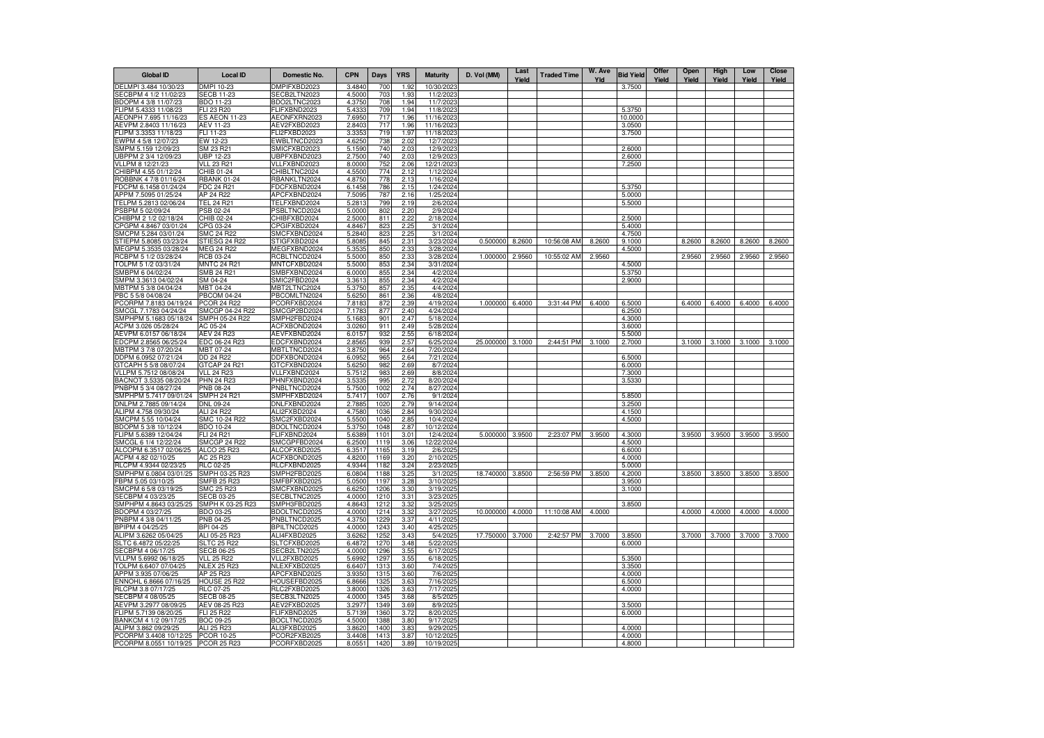| Global ID | Local ID | Domestic No. | CPN | Days | YRS | Maturity | D. Vol (MM) | Last Yield | Traded Time | W. Ave Yld | Bid Yield | Offer Yield | Open Yield | High Yield | Low Yield | Close Yield |
|---|---|---|---|---|---|---|---|---|---|---|---|---|---|---|---|---|
| DELMPI 3.484 10/30/23 | DMPI 10-23 | DMPIFXBD2023 | 3.4840 | 700 | 1.92 | 10/30/2023 | | | | | 3.7500 | | | | | |
| SECBPM 4 1/2 11/02/23 | SECB 11-23 | SECB2LTN2023 | 4.5000 | 703 | 1.93 | 11/2/2023 | | | | | | | | | | |
| BDOPM 4 3/8 11/07/23 | BDO 11-23 | BDO2LTNC2023 | 4.3750 | 708 | 1.94 | 11/7/2023 | | | | | | | | | | |
| FLIPM 5.4333 11/08/23 | FLI 23 R20 | FLIFXBND2023 | 5.4333 | 709 | 1.94 | 11/8/2023 | | | | | 5.3750 | | | | | |
| AEONPH 7.695 11/16/23 | ES AEON 11-23 | AEONFXRN2023 | 7.6950 | 717 | 1.96 | 11/16/2023 | | | | | 10.0000 | | | | | |
| AEVPM 2.8403 11/16/23 | AEV 11-23 | AEV2FXBD2023 | 2.8403 | 717 | 1.96 | 11/16/2023 | | | | | 3.0500 | | | | | |
| FLIPM 3.3353 11/18/23 | FLI 11-23 | FLI2FXBD2023 | 3.3353 | 719 | 1.97 | 11/18/2023 | | | | | 3.7500 | | | | | |
| EWPM 4 5/8 12/07/23 | EW 12-23 | EWBLTNCD2023 | 4.6250 | 738 | 2.02 | 12/7/2023 | | | | | | | | | | |
| SMPM 5.159 12/09/23 | SM 23 R21 | SMICFXBD2023 | 5.1590 | 740 | 2.03 | 12/9/2023 | | | | | 2.6000 | | | | | |
| UBPPM 2 3/4 12/09/23 | UBP 12-23 | UBPFXBND2023 | 2.7500 | 740 | 2.03 | 12/9/2023 | | | | | 2.6000 | | | | | |
| VLLPM 8 12/21/23 | VLL 23 R21 | VLLFXBND2023 | 8.0000 | 752 | 2.06 | 12/21/2023 | | | | | 7.2500 | | | | | |
| CHIBPM 4.55 01/12/24 | CHIB 01-24 | CHIBLTNC2024 | 4.5500 | 774 | 2.12 | 1/12/2024 | | | | | | | | | | |
| ROBBNK 4 7/8 01/16/24 | RBANK 01-24 | RBANKLTN2024 | 4.8750 | 778 | 2.13 | 1/16/2024 | | | | | | | | | | |
| FDCPM 6.1458 01/24/24 | FDC 24 R21 | FDCFXBND2024 | 6.1458 | 786 | 2.15 | 1/24/2024 | | | | | 5.3750 | | | | | |
| APPM 7.5095 01/25/24 | AP 24 R22 | APCFXBND2024 | 7.5095 | 787 | 2.16 | 1/25/2024 | | | | | 5.0000 | | | | | |
| TELPM 5.2813 02/06/24 | TEL 24 R21 | TELFXBND2024 | 5.2813 | 799 | 2.19 | 2/6/2024 | | | | | 5.5000 | | | | | |
| PSBPM 5 02/09/24 | PSB 02-24 | PSBLTNCD2024 | 5.0000 | 802 | 2.20 | 2/9/2024 | | | | | | | | | | |
| CHIBPM 2 1/2 02/18/24 | CHIB 02-24 | CHIBFXBD2024 | 2.5000 | 811 | 2.22 | 2/18/2024 | | | | | 2.5000 | | | | | |
| CPGPM 4.8467 03/01/24 | CPG 03-24 | CPGIFXBD2024 | 4.8467 | 823 | 2.25 | 3/1/2024 | | | | | 5.4000 | | | | | |
| SMCPM 5.284 03/01/24 | SMC 24 R22 | SMCFXBND2024 | 5.2840 | 823 | 2.25 | 3/1/2024 | | | | | 4.7500 | | | | | |
| STIEPM 5.8085 03/23/24 | STIESG 24 R22 | STIGFXBD2024 | 5.8085 | 845 | 2.31 | 3/23/2024 | 0.500000 | 8.2600 | 10:56:08 AM | 8.2600 | 9.1000 | | 8.2600 | 8.2600 | 8.2600 | 8.2600 |
| MEGPM 5.3535 03/28/24 | MEG 24 R22 | MEGFXBND2024 | 5.3535 | 850 | 2.33 | 3/28/2024 | | | | | 4.5000 | | | | | |
| RCBPM 5 1/2 03/28/24 | RCB 03-24 | RCBLTNCD2024 | 5.5000 | 850 | 2.33 | 3/28/2024 | 1.000000 | 2.9560 | 10:55:02 AM | 2.9560 | | | 2.9560 | 2.9560 | 2.9560 | 2.9560 |
| TOLPM 5 1/2 03/31/24 | MNTC 24 R21 | MNTCFXBD2024 | 5.5000 | 853 | 2.34 | 3/31/2024 | | | | | 4.5000 | | | | | |
| SMBPM 6 04/02/24 | SMB 24 R21 | SMBFXBND2024 | 6.0000 | 855 | 2.34 | 4/2/2024 | | | | | 5.3750 | | | | | |
| SMPM 3.3613 04/02/24 | SM 04-24 | SMIC2FBD2024 | 3.3613 | 855 | 2.34 | 4/2/2024 | | | | | 2.9000 | | | | | |
| MBTPM 5 3/8 04/04/24 | MBT 04-24 | MBT2LTNC2024 | 5.3750 | 857 | 2.35 | 4/4/2024 | | | | | | | | | | |
| PBC 5 5/8 04/08/24 | PBCOM 04-24 | PBCOMLTN2024 | 5.6250 | 861 | 2.36 | 4/8/2024 | | | | | | | | | | |
| PCORPM 7.8183 04/19/24 | PCOR 24 R22 | PCORFXBD2024 | 7.8183 | 872 | 2.39 | 4/19/2024 | 1.000000 | 6.4000 | 3:31:44 PM | 6.4000 | 6.5000 | | 6.4000 | 6.4000 | 6.4000 | 6.4000 |
| SMCGL 7.1783 04/24/24 | SMCGP 04-24 R22 | SMCGP2BD2024 | 7.1783 | 877 | 2.40 | 4/24/2024 | | | | | 6.2500 | | | | | |
| SMPHPM 5.1683 05/18/24 | SMPH 05-24 R22 | SMPH2FBD2024 | 5.1683 | 901 | 2.47 | 5/18/2024 | | | | | 4.3000 | | | | | |
| ACPM 3.026 05/28/24 | AC 05-24 | ACFXBOND2024 | 3.0260 | 911 | 2.49 | 5/28/2024 | | | | | 3.6000 | | | | | |
| AEVPM 6.0157 06/18/24 | AEV 24 R23 | AEVFXBND2024 | 6.0157 | 932 | 2.55 | 6/18/2024 | | | | | 5.5000 | | | | | |
| EDCPM 2.8565 06/25/24 | EDC 06-24 R23 | EDCFXBND2024 | 2.8565 | 939 | 2.57 | 6/25/2024 | 25.000000 | 3.1000 | 2:44:51 PM | 3.1000 | 2.7000 | | 3.1000 | 3.1000 | 3.1000 | 3.1000 |
| MBTPM 3 7/8 07/20/24 | MBT 07-24 | MBTLTNCD2024 | 3.8750 | 964 | 2.64 | 7/20/2024 | | | | | | | | | | |
| DDPM 6.0952 07/21/24 | DD 24 R22 | DDFXBOND2024 | 6.0952 | 965 | 2.64 | 7/21/2024 | | | | | 6.5000 | | | | | |
| GTCAPH 5 5/8 08/07/24 | GTCAP 24 R21 | GTCFXBND2024 | 5.6250 | 982 | 2.69 | 8/7/2024 | | | | | 6.0000 | | | | | |
| VLLPM 5.7512 08/08/24 | VLL 24 R23 | VLLFXBND2024 | 5.7512 | 983 | 2.69 | 8/8/2024 | | | | | 7.3000 | | | | | |
| BACNOT 3.5335 08/20/24 | PHN 24 R23 | PHNFXBND2024 | 3.5335 | 995 | 2.72 | 8/20/2024 | | | | | 3.5330 | | | | | |
| PNBPM 5 3/4 08/27/24 | PNB 08-24 | PNBLTNCD2024 | 5.7500 | 1002 | 2.74 | 8/27/2024 | | | | | | | | | | |
| SMPHPM 5.7417 09/01/24 | SMPH 24 R21 | SMPHFXBD2024 | 5.7417 | 1007 | 2.76 | 9/1/2024 | | | | | 5.8500 | | | | | |
| DNLPM 2.7885 09/14/24 | DNL 09-24 | DNLFXBND2024 | 2.7885 | 1020 | 2.79 | 9/14/2024 | | | | | 3.2500 | | | | | |
| ALIPM 4.758 09/30/24 | ALI 24 R22 | ALI2FXBD2024 | 4.7580 | 1036 | 2.84 | 9/30/2024 | | | | | 4.1500 | | | | | |
| SMCPM 5.55 10/04/24 | SMC 10-24 R22 | SMC2FXBD2024 | 5.5500 | 1040 | 2.85 | 10/4/2024 | | | | | 4.5000 | | | | | |
| BDOPM 5 3/8 10/12/24 | BDO 10-24 | BDOLTNCD2024 | 5.3750 | 1048 | 2.87 | 10/12/2024 | | | | | | | | | | |
| FLIPM 5.6389 12/04/24 | FLI 24 R21 | FLIFXBND2024 | 5.6389 | 1101 | 3.01 | 12/4/2024 | 5.000000 | 3.9500 | 2:23:07 PM | 3.9500 | 4.3000 | | 3.9500 | 3.9500 | 3.9500 | 3.9500 |
| SMCGL 6 1/4 12/22/24 | SMCGP 24 R22 | SMCGPFBD2024 | 6.2500 | 1119 | 3.06 | 12/22/2024 | | | | | 4.5000 | | | | | |
| ALCOPM 6.3517 02/06/25 | ALCO 25 R23 | ALCOFXBD2025 | 6.3517 | 1165 | 3.19 | 2/6/2025 | | | | | 6.6000 | | | | | |
| ACPM 4.82 02/10/25 | AC 25 R23 | ACFXBOND2025 | 4.8200 | 1169 | 3.20 | 2/10/2025 | | | | | 4.0000 | | | | | |
| RLCPM 4.9344 02/23/25 | RLC 02-25 | RLCFXBND2025 | 4.9344 | 1182 | 3.24 | 2/23/2025 | | | | | 5.0000 | | | | | |
| SMPHPM 6.0804 03/01/25 | SMPH 03-25 R23 | SMPH2FBD2025 | 6.0804 | 1188 | 3.25 | 3/1/2025 | 18.740000 | 3.8500 | 2:56:59 PM | 3.8500 | 4.2000 | | 3.8500 | 3.8500 | 3.8500 | 3.8500 |
| FBPM 5.05 03/10/25 | SMFB 25 R23 | SMFBFXBD2025 | 5.0500 | 1197 | 3.28 | 3/10/2025 | | | | | 3.9500 | | | | | |
| SMCPM 6 5/8 03/19/25 | SMC 25 R23 | SMCFXBND2025 | 6.6250 | 1206 | 3.30 | 3/19/2025 | | | | | 3.1000 | | | | | |
| SECBPM 4 03/23/25 | SECB 03-25 | SECBLTNC2025 | 4.0000 | 1210 | 3.31 | 3/23/2025 | | | | | | | | | | |
| SMPHPM 4.8643 03/25/25 | SMPH K 03-25 R23 | SMPH3FBD2025 | 4.8643 | 1212 | 3.32 | 3/25/2025 | | | | | 3.8500 | | | | | |
| BDOPM 4 03/27/25 | BDO 03-25 | BDOLTNCD2025 | 4.0000 | 1214 | 3.32 | 3/27/2025 | 10.000000 | 4.0000 | 11:10:08 AM | 4.0000 | | | 4.0000 | 4.0000 | 4.0000 | 4.0000 |
| PNBPM 4 3/8 04/11/25 | PNB 04-25 | PNBLTNCD2025 | 4.3750 | 1229 | 3.37 | 4/11/2025 | | | | | | | | | | |
| BPIPM 4 04/25/25 | BPI 04-25 | BPILTNCD2025 | 4.0000 | 1243 | 3.40 | 4/25/2025 | | | | | | | | | | |
| ALIPM 3.6262 05/04/25 | ALI 05-25 R23 | ALI4FXBD2025 | 3.6262 | 1252 | 3.43 | 5/4/2025 | 17.750000 | 3.7000 | 2:42:57 PM | 3.7000 | 3.8500 | | 3.7000 | 3.7000 | 3.7000 | 3.7000 |
| SLTC 6.4872 05/22/25 | SLTC 25 R22 | SLTCFXBD2025 | 6.4872 | 1270 | 3.48 | 5/22/2025 | | | | | 6.0000 | | | | | |
| SECBPM 4 06/17/25 | SECB 06-25 | SECB2LTN2025 | 4.0000 | 1296 | 3.55 | 6/17/2025 | | | | | | | | | | |
| VLLPM 5.6992 06/18/25 | VLL 25 R22 | VLL2FXBD2025 | 5.6992 | 1297 | 3.55 | 6/18/2025 | | | | | 5.3500 | | | | | |
| TOLPM 6.6407 07/04/25 | NLEX 25 R23 | NLEXFXBD2025 | 6.6407 | 1313 | 3.60 | 7/4/2025 | | | | | 3.3500 | | | | | |
| APPM 3.935 07/06/25 | AP 25 R23 | APCFXBND2025 | 3.9350 | 1315 | 3.60 | 7/6/2025 | | | | | 4.0000 | | | | | |
| ENNOHL 6.8666 07/16/25 | HOUSE 25 R22 | HOUSEFBD2025 | 6.8666 | 1325 | 3.63 | 7/16/2025 | | | | | 6.5000 | | | | | |
| RLCPM 3.8 07/17/25 | RLC 07-25 | RLC2FXBD2025 | 3.8000 | 1326 | 3.63 | 7/17/2025 | | | | | 4.0000 | | | | | |
| SECBPM 4 08/05/25 | SECB 08-25 | SECB3LTN2025 | 4.0000 | 1345 | 3.68 | 8/5/2025 | | | | | | | | | | |
| AEVPM 3.2977 08/09/25 | AEV 08-25 R23 | AEV2FXBD2025 | 3.2977 | 1349 | 3.69 | 8/9/2025 | | | | | 3.5000 | | | | | |
| FLIPM 5.7139 08/20/25 | FLI 25 R22 | FLIFXBND2025 | 5.7139 | 1360 | 3.72 | 8/20/2025 | | | | | 6.0000 | | | | | |
| BANKCM 4 1/2 09/17/25 | BOC 09-25 | BOCLTNCD2025 | 4.5000 | 1388 | 3.80 | 9/17/2025 | | | | | | | | | | |
| ALIPM 3.862 09/29/25 | ALI 25 R23 | ALI3FXBD2025 | 3.8620 | 1400 | 3.83 | 9/29/2025 | | | | | 4.0000 | | | | | |
| PCORPM 3.4408 10/12/25 | PCOR 10-25 | PCOR2FXB2025 | 3.4408 | 1413 | 3.87 | 10/12/2025 | | | | | 4.0000 | | | | | |
| PCORPM 8.0551 10/19/25 | PCOR 25 R23 | PCORFXBD2025 | 8.0551 | 1420 | 3.89 | 10/19/2025 | | | | | 4.8000 | | | | | |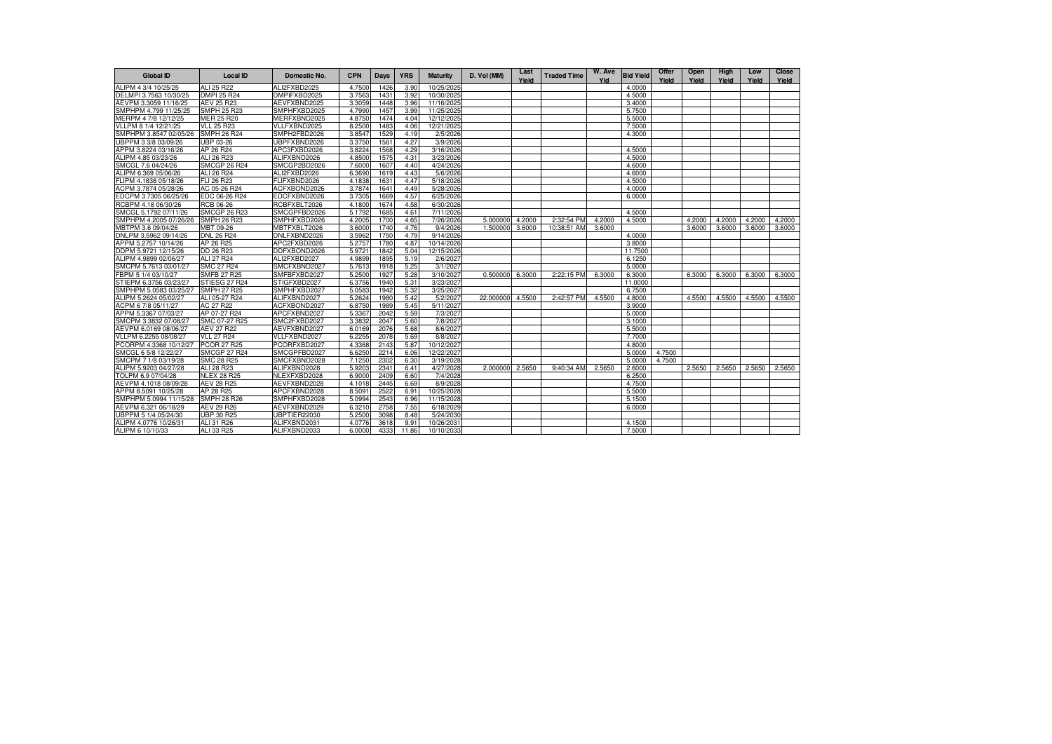| Global ID | Local ID | Domestic No. | CPN | Days | YRS | Maturity | D. Vol (MM) | Last Yield | Traded Time | W. Ave Yld | Bid Yield | Offer Yield | Open Yield | High Yield | Low Yield | Close Yield |
|---|---|---|---|---|---|---|---|---|---|---|---|---|---|---|---|---|
| ALIPM 4 3/4 10/25/25 | ALI 25 R22 | ALI2FXBD2025 | 4.7500 | 1426 | 3.90 | 10/25/2025 | | | | | 4.0000 | | | | | |
| DELMPI 3.7563 10/30/25 | DMPI 25 R24 | DMPIFXBD2025 | 3.7563 | 1431 | 3.92 | 10/30/2025 | | | | | 4.5000 | | | | | |
| AEVPM 3.3059 11/16/25 | AEV 25 R23 | AEVFXBND2025 | 3.3059 | 1448 | 3.96 | 11/16/2025 | | | | | 3.4000 | | | | | |
| SMPHPM 4.799 11/25/25 | SMPH 25 R23 | SMPHFXBD2025 | 4.7990 | 1457 | 3.99 | 11/25/2025 | | | | | 5.7500 | | | | | |
| MERPM 4 7/8 12/12/25 | MER 25 R20 | MERFXBND2025 | 4.8750 | 1474 | 4.04 | 12/12/2025 | | | | | 5.5000 | | | | | |
| VLLPM 8 1/4 12/21/25 | VLL 25 R23 | VLLFXBND2025 | 8.2500 | 1483 | 4.06 | 12/21/2025 | | | | | 7.5000 | | | | | |
| SMPHPM 3.8547 02/05/26 | SMPH 26 R24 | SMPH2FBD2026 | 3.8547 | 1529 | 4.19 | 2/5/2026 | | | | | 4.3000 | | | | | |
| UBPPM 3 3/8 03/09/26 | UBP 03-26 | UBPFXBND2026 | 3.3750 | 1561 | 4.27 | 3/9/2026 | | | | | | | | | | |
| APPM 3.8224 03/16/26 | AP 26 R24 | APC3FXBD2026 | 3.8224 | 1568 | 4.29 | 3/16/2026 | | | | | 4.5000 | | | | | |
| ALIPM 4.85 03/23/26 | ALI 26 R23 | ALIFXBND2026 | 4.8500 | 1575 | 4.31 | 3/23/2026 | | | | | 4.5000 | | | | | |
| SMCGL 7.6 04/24/26 | SMCGP 26 R24 | SMCGP2BD2026 | 7.6000 | 1607 | 4.40 | 4/24/2026 | | | | | 4.6000 | | | | | |
| ALIPM 6.369 05/06/26 | ALI 26 R24 | ALI2FXBD2026 | 6.3690 | 1619 | 4.43 | 5/6/2026 | | | | | 4.6000 | | | | | |
| FLIPM 4.1838 05/18/26 | FLI 26 R23 | FLIFXBND2026 | 4.1838 | 1631 | 4.47 | 5/18/2026 | | | | | 4.5000 | | | | | |
| ACPM 3.7874 05/28/26 | AC 05-26 R24 | ACFXBOND2026 | 3.7874 | 1641 | 4.49 | 5/28/2026 | | | | | 4.0000 | | | | | |
| EDCPM 3.7305 06/25/26 | EDC 06-26 R24 | EDCFXBND2026 | 3.7305 | 1669 | 4.57 | 6/25/2026 | | | | | 6.0000 | | | | | |
| RCBPM 4.18 06/30/26 | RCB 06-26 | RCBFXBLT2026 | 4.1800 | 1674 | 4.58 | 6/30/2026 | | | | | | | | | | |
| SMCGL 5.1792 07/11/26 | SMCGP 26 R23 | SMCGPFBD2026 | 5.1792 | 1685 | 4.61 | 7/11/2026 | | | | | 4.5000 | | | | | |
| SMPHPM 4.2005 07/26/26 | SMPH 26 R23 | SMPHFXBD2026 | 4.2005 | 1700 | 4.65 | 7/26/2026 | 5.000000 | 4.2000 | 2:32:54 PM | 4.2000 | 4.5000 | | 4.2000 | 4.2000 | 4.2000 | 4.2000 |
| MBTPM 3.6 09/04/26 | MBT 09-26 | MBTFXBLT2026 | 3.6000 | 1740 | 4.76 | 9/4/2026 | 1.500000 | 3.6000 | 10:38:51 AM | 3.6000 | | | 3.6000 | 3.6000 | 3.6000 | 3.6000 |
| DNLPM 3.5962 09/14/26 | DNL 26 R24 | DNLFXBND2026 | 3.5962 | 1750 | 4.79 | 9/14/2026 | | | | | 4.0000 | | | | | |
| APPM 5.2757 10/14/26 | AP 26 R25 | APC2FXBD2026 | 5.2757 | 1780 | 4.87 | 10/14/2026 | | | | | 3.8000 | | | | | |
| DDPM 5.9721 12/15/26 | DD 26 R23 | DDFXBOND2026 | 5.9721 | 1842 | 5.04 | 12/15/2026 | | | | | 11.7500 | | | | | |
| ALIPM 4.9899 02/06/27 | ALI 27 R24 | ALI2FXBD2027 | 4.9899 | 1895 | 5.19 | 2/6/2027 | | | | | 6.1250 | | | | | |
| SMCPM 5.7613 03/01/27 | SMC 27 R24 | SMCFXBND2027 | 5.7613 | 1918 | 5.25 | 3/1/2027 | | | | | 5.0000 | | | | | |
| FBPM 5 1/4 03/10/27 | SMFB 27 R25 | SMFBFXBD2027 | 5.2500 | 1927 | 5.28 | 3/10/2027 | 0.500000 | 6.3000 | 2:22:15 PM | 6.3000 | 6.3000 | | 6.3000 | 6.3000 | 6.3000 | 6.3000 |
| STIEPM 6.3756 03/23/27 | STIESG 27 R24 | STIGFXBD2027 | 6.3756 | 1940 | 5.31 | 3/23/2027 | | | | | 11.0000 | | | | | |
| SMPHPM 5.0583 03/25/27 | SMPH 27 R25 | SMPHFXBD2027 | 5.0583 | 1942 | 5.32 | 3/25/2027 | | | | | 6.7500 | | | | | |
| ALIPM 5.2624 05/02/27 | ALI 05-27 R24 | ALIFXBND2027 | 5.2624 | 1980 | 5.42 | 5/2/2027 | 22.000000 | 4.5500 | 2:42:57 PM | 4.5500 | 4.8000 | | 4.5500 | 4.5500 | 4.5500 | 4.5500 |
| ACPM 6 7/8 05/11/27 | AC 27 R22 | ACFXBOND2027 | 6.8750 | 1989 | 5.45 | 5/11/2027 | | | | | 3.9000 | | | | | |
| APPM 5.3367 07/03/27 | AP 07-27 R24 | APCFXBND2027 | 5.3367 | 2042 | 5.59 | 7/3/2027 | | | | | 5.0000 | | | | | |
| SMCPM 3.3832 07/08/27 | SMC 07-27 R25 | SMC2FXBD2027 | 3.3832 | 2047 | 5.60 | 7/8/2027 | | | | | 3.1000 | | | | | |
| AEVPM 6.0169 08/06/27 | AEV 27 R22 | AEVFXBND2027 | 6.0169 | 2076 | 5.68 | 8/6/2027 | | | | | 5.5000 | | | | | |
| VLLPM 6.2255 08/08/27 | VLL 27 R24 | VLLFXBND2027 | 6.2255 | 2078 | 5.69 | 8/8/2027 | | | | | 7.7000 | | | | | |
| PCORPM 4.3368 10/12/27 | PCOR 27 R25 | PCORFXBD2027 | 4.3368 | 2143 | 5.87 | 10/12/2027 | | | | | 4.8000 | | | | | |
| SMCGL 6 5/8 12/22/27 | SMCGP 27 R24 | SMCGPFBD2027 | 6.6250 | 2214 | 6.06 | 12/22/2027 | | | | | 5.0000 | 4.7500 | | | | |
| SMCPM 7 1/8 03/19/28 | SMC 28 R25 | SMCFXBND2028 | 7.1250 | 2302 | 6.30 | 3/19/2028 | | | | | 5.0000 | 4.7500 | | | | |
| ALIPM 5.9203 04/27/28 | ALI 28 R23 | ALIFXBND2028 | 5.9203 | 2341 | 6.41 | 4/27/2028 | 2.000000 | 2.5650 | 9:40:34 AM | 2.5650 | 2.6000 | | 2.5650 | 2.5650 | 2.5650 | 2.5650 |
| TOLPM 6.9 07/04/28 | NLEX 28 R25 | NLEXFXBD2028 | 6.9000 | 2409 | 6.60 | 7/4/2028 | | | | | 6.2500 | | | | | |
| AEVPM 4.1018 08/09/28 | AEV 28 R25 | AEVFXBND2028 | 4.1018 | 2445 | 6.69 | 8/9/2028 | | | | | 4.7500 | | | | | |
| APPM 8.5091 10/25/28 | AP 28 R25 | APCFXBND2028 | 8.5091 | 2522 | 6.91 | 10/25/2028 | | | | | 5.5000 | | | | | |
| SMPHPM 5.0994 11/15/28 | SMPH 28 R26 | SMPHFXBD2028 | 5.0994 | 2543 | 6.96 | 11/15/2028 | | | | | 5.1500 | | | | | |
| AEVPM 6.321 06/18/29 | AEV 29 R26 | AEVFXBND2029 | 6.3210 | 2758 | 7.55 | 6/18/2029 | | | | | 6.0000 | | | | | |
| UBPPM 5 1/4 05/24/30 | UBP 30 R25 | UBPTIER22030 | 5.2500 | 3098 | 8.48 | 5/24/2030 | | | | | | | | | | |
| ALIPM 4.0776 10/26/31 | ALI 31 R26 | ALIFXBND2031 | 4.0776 | 3618 | 9.91 | 10/26/2031 | | | | | 4.1500 | | | | | |
| ALIPM 6 10/10/33 | ALI 33 R25 | ALIFXBND2033 | 6.0000 | 4333 | 11.86 | 10/10/2033 | | | | | 7.5000 | | | | | |